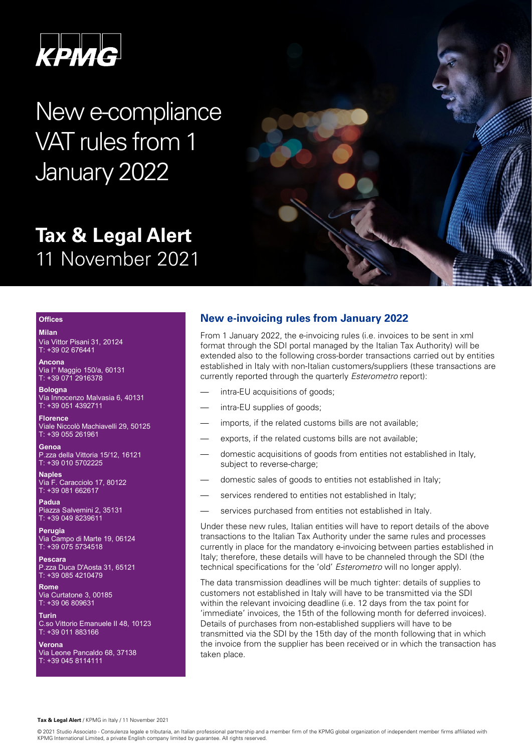KPMG

# New e-compliance VAT rules from 1 January 2022

## Tax & Legal Alert
11 November 2021

**Offices**

**Milan**
Via Vittor Pisani 31, 20124
T: +39 02 676441

**Ancona**
Via I° Maggio 150/a, 60131
T: +39 071 2916378

**Bologna**
Via Innocenzo Malvasia 6, 40131
T: +39 051 4392711

**Florence**
Viale Niccolò Machiavelli 29, 50125
T: +39 055 261961

**Genoa**
P.zza della Vittoria 15/12, 16121
T: +39 010 5702225

**Naples**
Via F. Caracciolo 17, 80122
T: +39 081 662617

**Padua**
Piazza Salvemini 2, 35131
T: +39 049 8239611

**Perugia**
Via Campo di Marte 19, 06124
T: +39 075 5734518

**Pescara**
P.zza Duca D'Aosta 31, 65121
T: +39 085 4210479

**Rome**
Via Curtatone 3, 00185
T: +39 06 809631

**Turin**
C.so Vittorio Emanuele II 48, 10123
T: +39 011 883166

**Verona**
Via Leone Pancaldo 68, 37138
T: +39 045 8114111

### New e-invoicing rules from January 2022

From 1 January 2022, the e-invoicing rules (i.e. invoices to be sent in xml format through the SDI portal managed by the Italian Tax Authority) will be extended also to the following cross-border transactions carried out by entities established in Italy with non-Italian customers/suppliers (these transactions are currently reported through the quarterly *Esterometro* report):

- intra-EU acquisitions of goods;
- intra-EU supplies of goods;
- imports, if the related customs bills are not available;
- exports, if the related customs bills are not available;
- domestic acquisitions of goods from entities not established in Italy, subject to reverse-charge;
- domestic sales of goods to entities not established in Italy;
- services rendered to entities not established in Italy;
- services purchased from entities not established in Italy.

Under these new rules, Italian entities will have to report details of the above transactions to the Italian Tax Authority under the same rules and processes currently in place for the mandatory e-invoicing between parties established in Italy; therefore, these details will have to be channeled through the SDI (the technical specifications for the 'old' *Esterometro* will no longer apply).

The data transmission deadlines will be much tighter: details of supplies to customers not established in Italy will have to be transmitted via the SDI within the relevant invoicing deadline (i.e. 12 days from the tax point for 'immediate' invoices, the 15th of the following month for deferred invoices). Details of purchases from non-established suppliers will have to be transmitted via the SDI by the 15th day of the month following that in which the invoice from the supplier has been received or in which the transaction has taken place.

© 2021 Studio Associato - Consulenza legale e tributaria, an Italian professional partnership and a member firm of the KPMG global organization of independent member firms affiliated with KPMG International Limited, a private English company limited by guarantee. All rights reserved.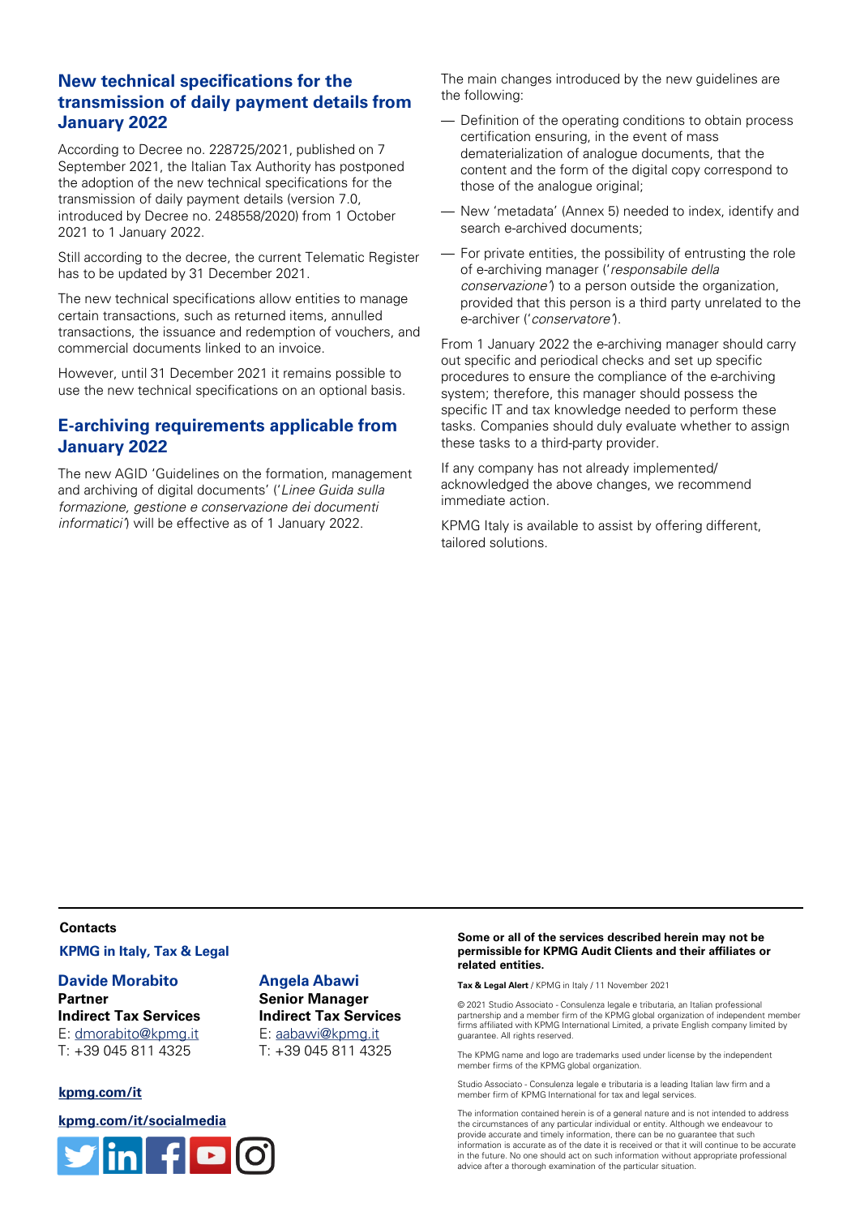## New technical specifications for the transmission of daily payment details from January 2022

According to Decree no. 228725/2021, published on 7 September 2021, the Italian Tax Authority has postponed the adoption of the new technical specifications for the transmission of daily payment details (version 7.0, introduced by Decree no. 248558/2020) from 1 October 2021 to 1 January 2022.

Still according to the decree, the current Telematic Register has to be updated by 31 December 2021.

The new technical specifications allow entities to manage certain transactions, such as returned items, annulled transactions, the issuance and redemption of vouchers, and commercial documents linked to an invoice.

However, until 31 December 2021 it remains possible to use the new technical specifications on an optional basis.

## E-archiving requirements applicable from January 2022

The new AGID 'Guidelines on the formation, management and archiving of digital documents' ('*Linee Guida sulla formazione, gestione e conservazione dei documenti informatici*') will be effective as of 1 January 2022.

The main changes introduced by the new guidelines are the following:

- Definition of the operating conditions to obtain process certification ensuring, in the event of mass dematerialization of analogue documents, that the content and the form of the digital copy correspond to those of the analogue original;
- New 'metadata' (Annex 5) needed to index, identify and search e-archived documents;
- For private entities, the possibility of entrusting the role of e-archiving manager ('*responsabile della conservazione*') to a person outside the organization, provided that this person is a third party unrelated to the e-archiver ('*conservatore*').

From 1 January 2022 the e-archiving manager should carry out specific and periodical checks and set up specific procedures to ensure the compliance of the e-archiving system; therefore, this manager should possess the specific IT and tax knowledge needed to perform these tasks. Companies should duly evaluate whether to assign these tasks to a third-party provider.

If any company has not already implemented/acknowledged the above changes, we recommend immediate action.

KPMG Italy is available to assist by offering different, tailored solutions.

---

**Contacts**

**KPMG in Italy, Tax & Legal**

**Davide Morabito**
**Partner**
**Indirect Tax Services**
E: dmorabito@kpmg.it
T: +39 045 811 4325

**Angela Abawi**
**Senior Manager**
**Indirect Tax Services**
E: aabawi@kpmg.it
T: +39 045 811 4325

**kpmg.com/it**

**kpmg.com/it/socialmedia**

**Some or all of the services described herein may not be permissible for KPMG Audit Clients and their affiliates or related entities.**

**Tax & Legal Alert** / KPMG in Italy / 11 November 2021

© 2021 Studio Associato - Consulenza legale e tributaria, an Italian professional partnership and a member firm of the KPMG global organization of independent member firms affiliated with KPMG International Limited, a private English company limited by guarantee. All rights reserved.

The KPMG name and logo are trademarks used under license by the independent member firms of the KPMG global organization.

Studio Associato - Consulenza legale e tributaria is a leading Italian law firm and a member firm of KPMG International for tax and legal services.

The information contained herein is of a general nature and is not intended to address the circumstances of any particular individual or entity. Although we endeavour to provide accurate and timely information, there can be no guarantee that such information is accurate as of the date it is received or that it will continue to be accurate in the future. No one should act on such information without appropriate professional advice after a thorough examination of the particular situation.